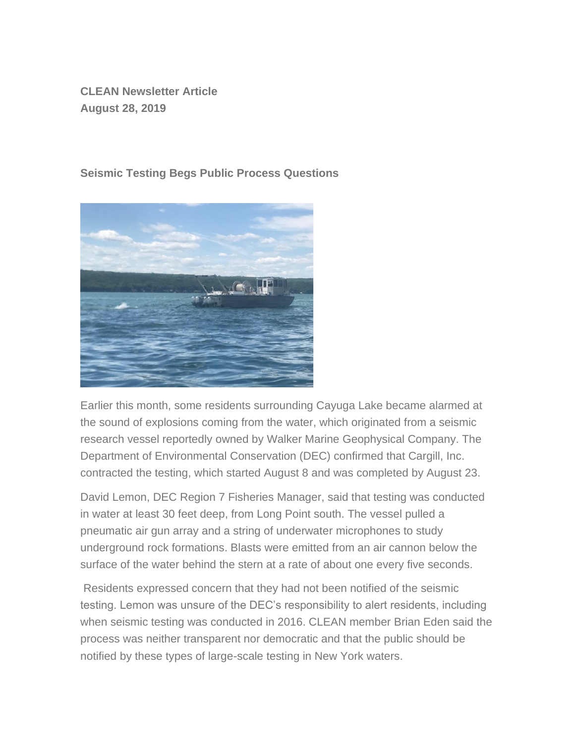**CLEAN Newsletter Article**
**August 28, 2019**

## Seismic Testing Begs Public Process Questions

Earlier this month, some residents surrounding Cayuga Lake became alarmed at the sound of explosions coming from the water, which originated from a seismic research vessel reportedly owned by Walker Marine Geophysical Company. The Department of Environmental Conservation (DEC) confirmed that Cargill, Inc. contracted the testing, which started August 8 and was completed by August 23.

David Lemon, DEC Region 7 Fisheries Manager, said that testing was conducted in water at least 30 feet deep, from Long Point south. The vessel pulled a pneumatic air gun array and a string of underwater microphones to study underground rock formations. Blasts were emitted from an air cannon below the surface of the water behind the stern at a rate of about one every five seconds.

Residents expressed concern that they had not been notified of the seismic testing. Lemon was unsure of the DEC's responsibility to alert residents, including when seismic testing was conducted in 2016. CLEAN member Brian Eden said the process was neither transparent nor democratic and that the public should be notified by these types of large-scale testing in New York waters.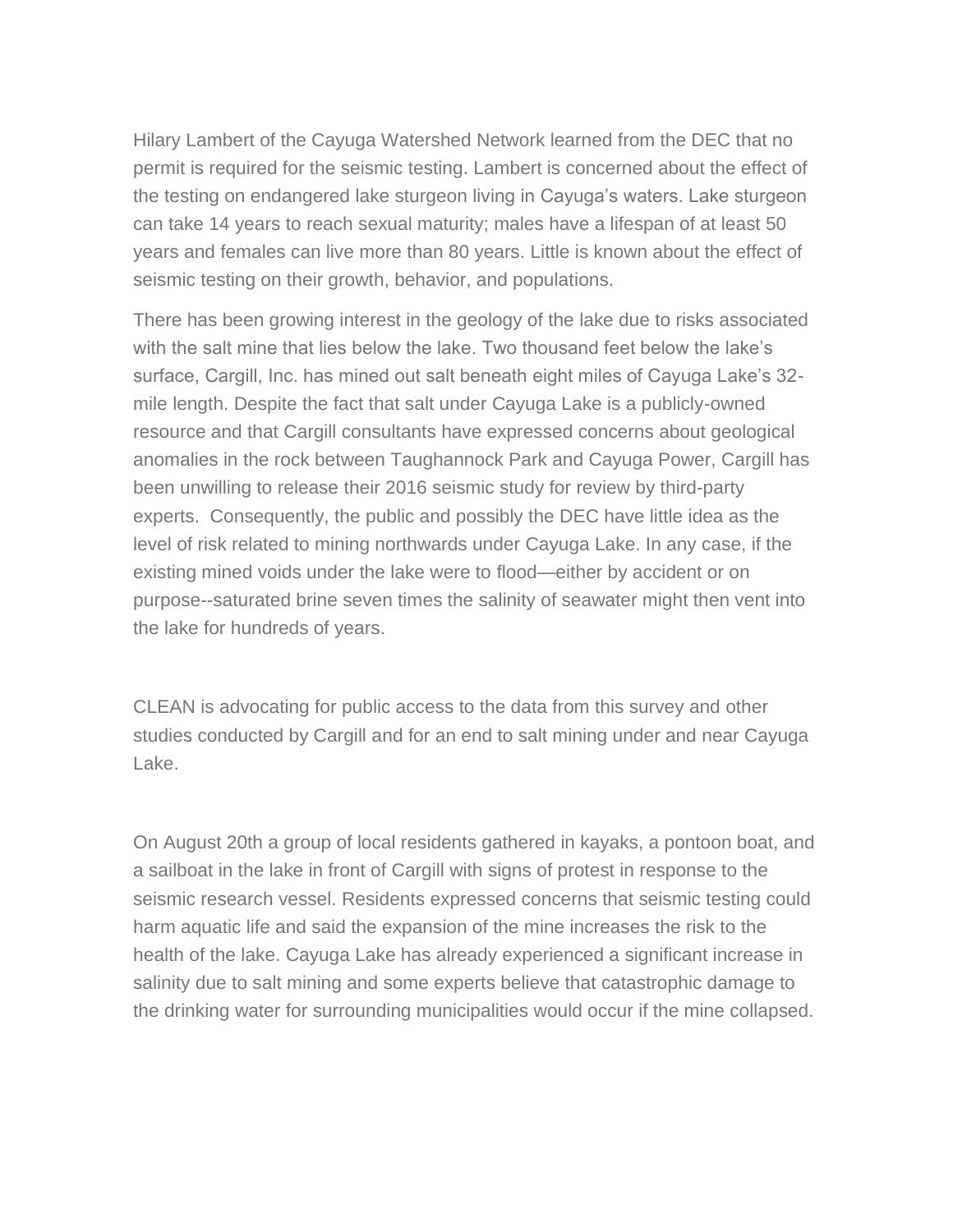Hilary Lambert of the Cayuga Watershed Network learned from the DEC that no permit is required for the seismic testing. Lambert is concerned about the effect of the testing on endangered lake sturgeon living in Cayuga's waters. Lake sturgeon can take 14 years to reach sexual maturity; males have a lifespan of at least 50 years and females can live more than 80 years. Little is known about the effect of seismic testing on their growth, behavior, and populations.

There has been growing interest in the geology of the lake due to risks associated with the salt mine that lies below the lake. Two thousand feet below the lake's surface, Cargill, Inc. has mined out salt beneath eight miles of Cayuga Lake's 32-mile length. Despite the fact that salt under Cayuga Lake is a publicly-owned resource and that Cargill consultants have expressed concerns about geological anomalies in the rock between Taughannock Park and Cayuga Power, Cargill has been unwilling to release their 2016 seismic study for review by third-party experts. Consequently, the public and possibly the DEC have little idea as the level of risk related to mining northwards under Cayuga Lake. In any case, if the existing mined voids under the lake were to flood—either by accident or on purpose--saturated brine seven times the salinity of seawater might then vent into the lake for hundreds of years.

CLEAN is advocating for public access to the data from this survey and other studies conducted by Cargill and for an end to salt mining under and near Cayuga Lake.

On August 20th a group of local residents gathered in kayaks, a pontoon boat, and a sailboat in the lake in front of Cargill with signs of protest in response to the seismic research vessel. Residents expressed concerns that seismic testing could harm aquatic life and said the expansion of the mine increases the risk to the health of the lake. Cayuga Lake has already experienced a significant increase in salinity due to salt mining and some experts believe that catastrophic damage to the drinking water for surrounding municipalities would occur if the mine collapsed.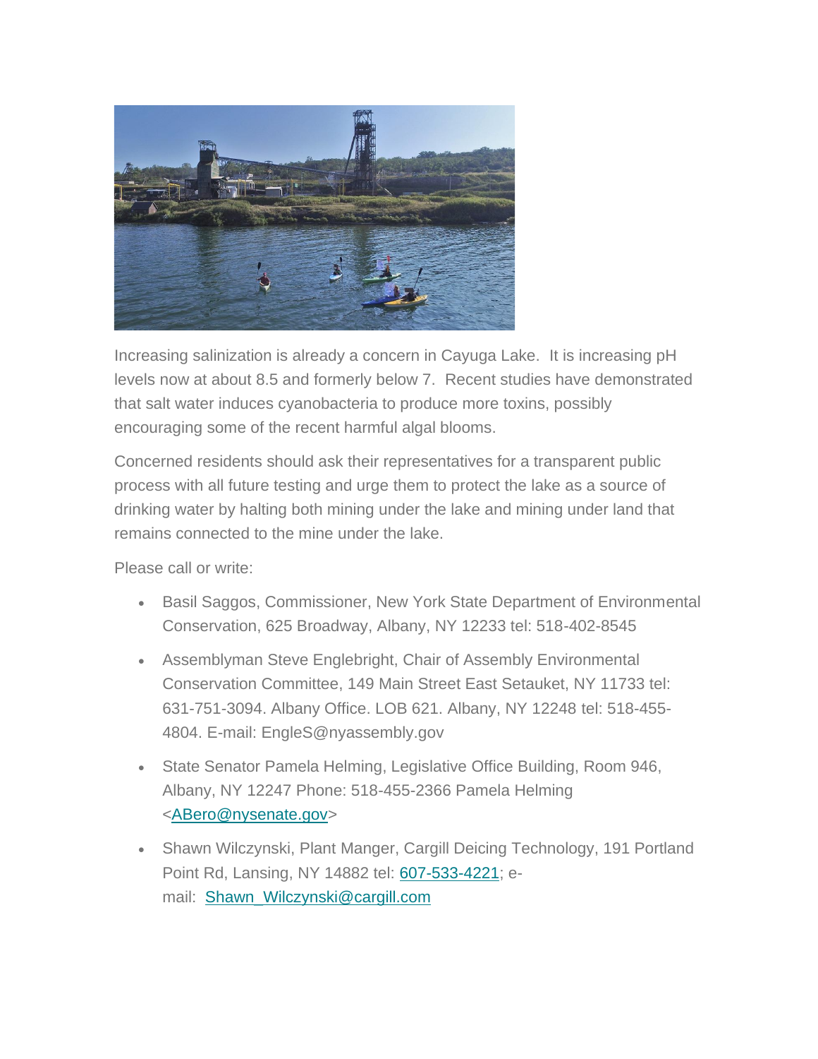Increasing salinization is already a concern in Cayuga Lake. It is increasing pH levels now at about 8.5 and formerly below 7. Recent studies have demonstrated that salt water induces cyanobacteria to produce more toxins, possibly encouraging some of the recent harmful algal blooms.

Concerned residents should ask their representatives for a transparent public process with all future testing and urge them to protect the lake as a source of drinking water by halting both mining under the lake and mining under land that remains connected to the mine under the lake.

Please call or write:

- Basil Saggos, Commissioner, New York State Department of Environmental Conservation, 625 Broadway, Albany, NY 12233 tel: 518-402-8545
- Assemblyman Steve Englebright, Chair of Assembly Environmental Conservation Committee, 149 Main Street East Setauket, NY 11733 tel: 631-751-3094. Albany Office. LOB 621. Albany, NY 12248 tel: 518-455-4804. E-mail: EngleS@nyassembly.gov
- State Senator Pamela Helming, Legislative Office Building, Room 946, Albany, NY 12247 Phone: 518-455-2366 Pamela Helming <ABero@nysenate.gov>
- Shawn Wilczynski, Plant Manger, Cargill Deicing Technology, 191 Portland Point Rd, Lansing, NY 14882 tel: 607-533-4221; e-mail: Shawn_Wilczynski@cargill.com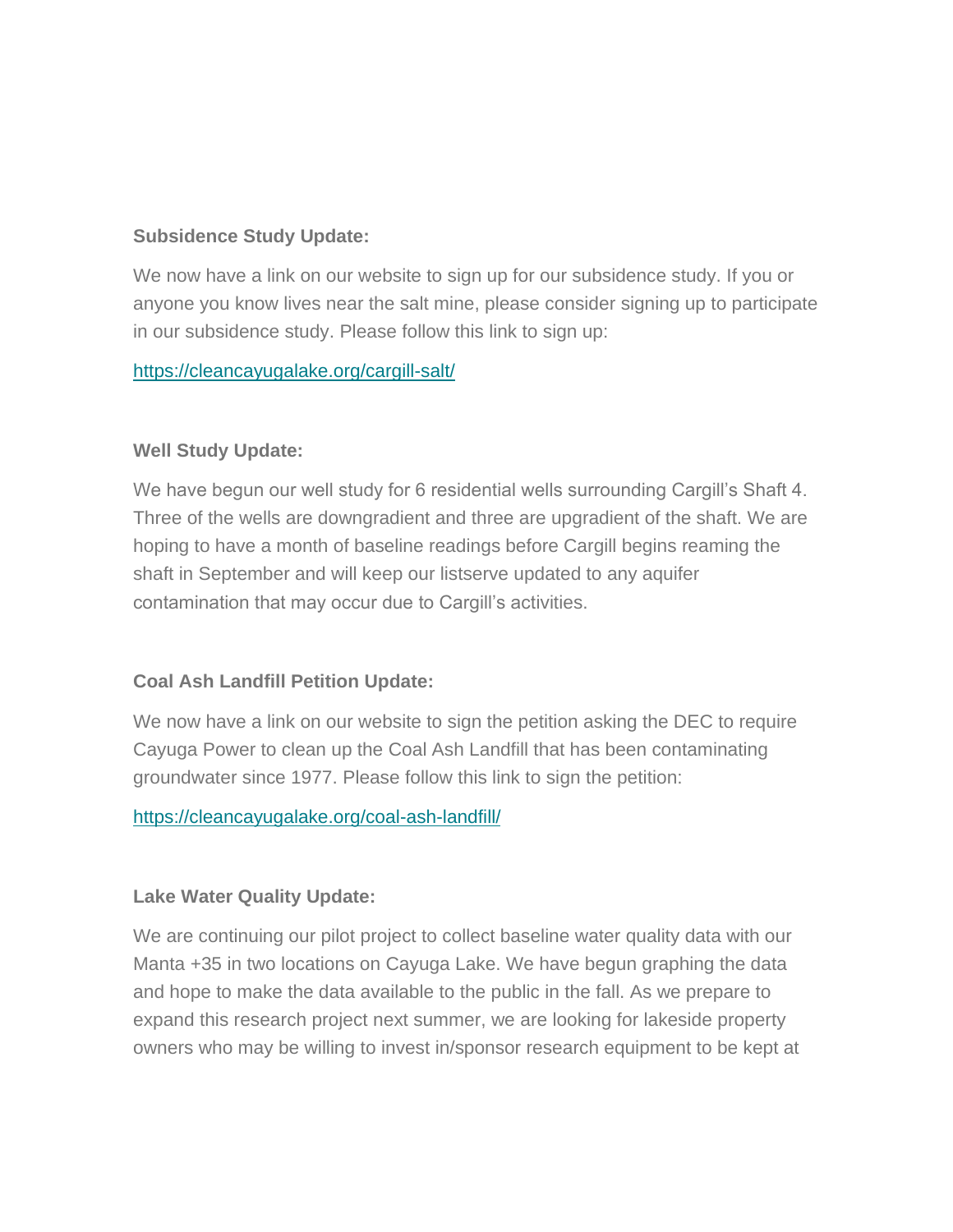**Subsidence Study Update:**

We now have a link on our website to sign up for our subsidence study. If you or anyone you know lives near the salt mine, please consider signing up to participate in our subsidence study. Please follow this link to sign up:

https://cleancayugalake.org/cargill-salt/

**Well Study Update:**

We have begun our well study for 6 residential wells surrounding Cargill's Shaft 4. Three of the wells are downgradient and three are upgradient of the shaft. We are hoping to have a month of baseline readings before Cargill begins reaming the shaft in September and will keep our listserve updated to any aquifer contamination that may occur due to Cargill's activities.

**Coal Ash Landfill Petition Update:**

We now have a link on our website to sign the petition asking the DEC to require Cayuga Power to clean up the Coal Ash Landfill that has been contaminating groundwater since 1977. Please follow this link to sign the petition:

https://cleancayugalake.org/coal-ash-landfill/

**Lake Water Quality Update:**

We are continuing our pilot project to collect baseline water quality data with our Manta +35 in two locations on Cayuga Lake. We have begun graphing the data and hope to make the data available to the public in the fall. As we prepare to expand this research project next summer, we are looking for lakeside property owners who may be willing to invest in/sponsor research equipment to be kept at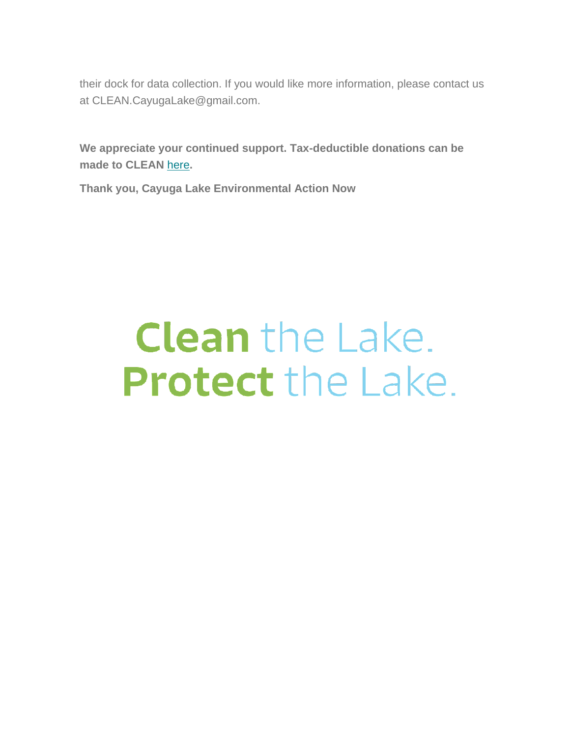their dock for data collection. If you would like more information, please contact us at CLEAN.CayugaLake@gmail.com.

**We appreciate your continued support. Tax-deductible donations can be made to CLEAN here.**

**Thank you, Cayuga Lake Environmental Action Now**

**Clean** the Lake.
**Protect** the Lake.